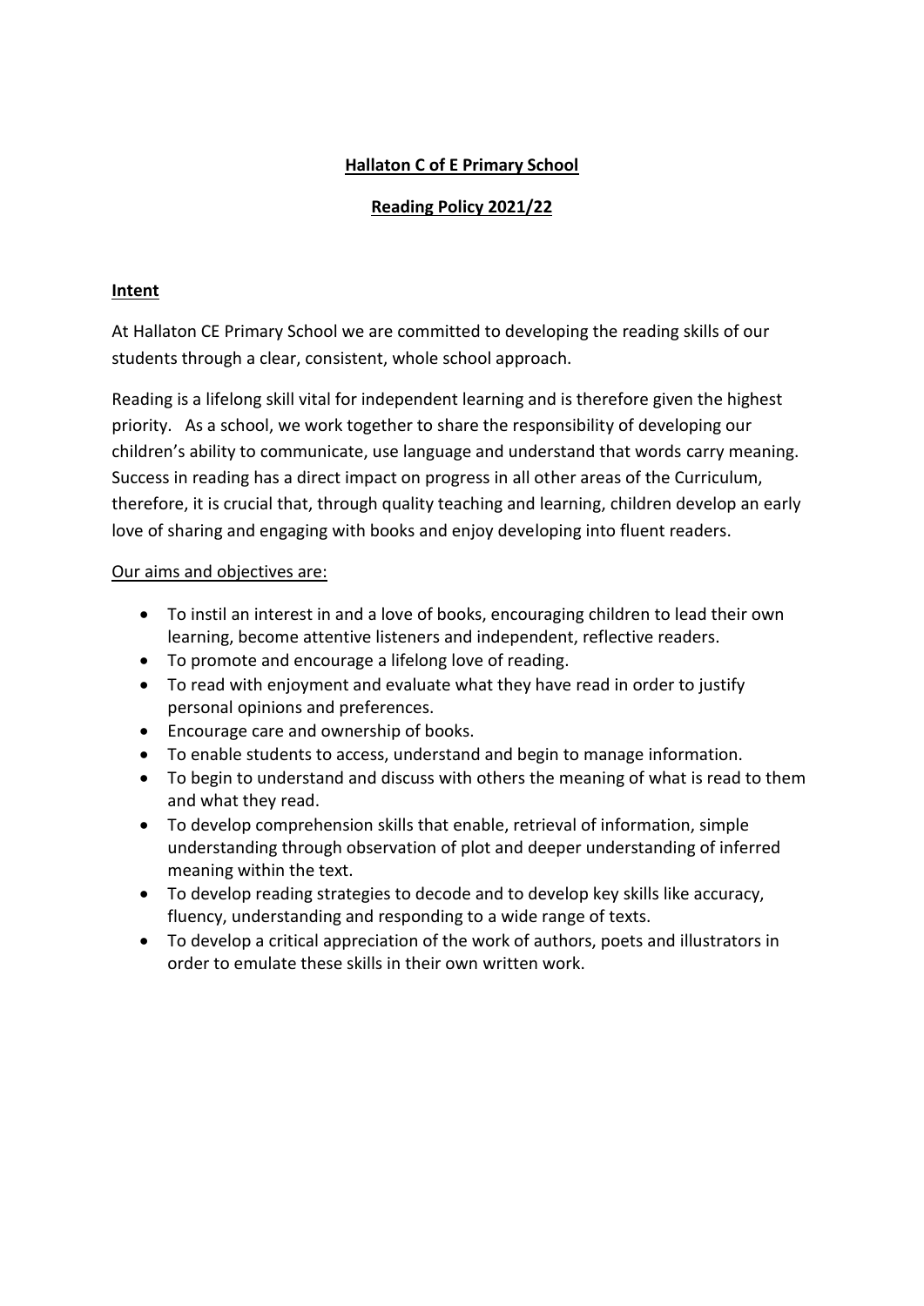# Hallaton C of E Primary School

## Reading Policy 2021/22

### Intent

At Hallaton CE Primary School we are committed to developing the reading skills of our students through a clear, consistent, whole school approach.

Reading is a lifelong skill vital for independent learning and is therefore given the highest priority. As a school, we work together to share the responsibility of developing our children's ability to communicate, use language and understand that words carry meaning. Success in reading has a direct impact on progress in all other areas of the Curriculum, therefore, it is crucial that, through quality teaching and learning, children develop an early love of sharing and engaging with books and enjoy developing into fluent readers.

Our aims and objectives are:

- To instil an interest in and a love of books, encouraging children to lead their own learning, become attentive listeners and independent, reflective readers.
- To promote and encourage a lifelong love of reading.
- To read with enjoyment and evaluate what they have read in order to justify personal opinions and preferences.
- Encourage care and ownership of books.
- To enable students to access, understand and begin to manage information.
- To begin to understand and discuss with others the meaning of what is read to them and what they read.
- To develop comprehension skills that enable, retrieval of information, simple understanding through observation of plot and deeper understanding of inferred meaning within the text.
- To develop reading strategies to decode and to develop key skills like accuracy, fluency, understanding and responding to a wide range of texts.
- To develop a critical appreciation of the work of authors, poets and illustrators in order to emulate these skills in their own written work.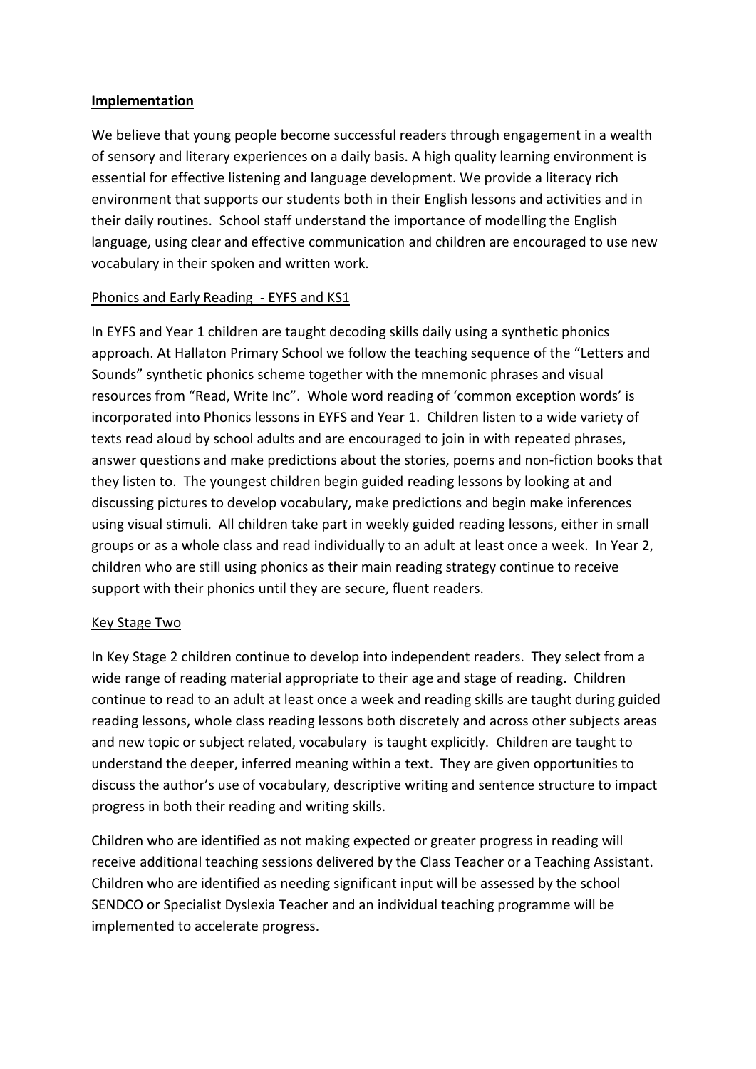**Implementation**

We believe that young people become successful readers through engagement in a wealth of sensory and literary experiences on a daily basis. A high quality learning environment is essential for effective listening and language development. We provide a literacy rich environment that supports our students both in their English lessons and activities and in their daily routines. School staff understand the importance of modelling the English language, using clear and effective communication and children are encouraged to use new vocabulary in their spoken and written work.

Phonics and Early Reading - EYFS and KS1

In EYFS and Year 1 children are taught decoding skills daily using a synthetic phonics approach. At Hallaton Primary School we follow the teaching sequence of the "Letters and Sounds" synthetic phonics scheme together with the mnemonic phrases and visual resources from "Read, Write Inc". Whole word reading of 'common exception words' is incorporated into Phonics lessons in EYFS and Year 1. Children listen to a wide variety of texts read aloud by school adults and are encouraged to join in with repeated phrases, answer questions and make predictions about the stories, poems and non-fiction books that they listen to. The youngest children begin guided reading lessons by looking at and discussing pictures to develop vocabulary, make predictions and begin make inferences using visual stimuli. All children take part in weekly guided reading lessons, either in small groups or as a whole class and read individually to an adult at least once a week. In Year 2, children who are still using phonics as their main reading strategy continue to receive support with their phonics until they are secure, fluent readers.

Key Stage Two

In Key Stage 2 children continue to develop into independent readers. They select from a wide range of reading material appropriate to their age and stage of reading. Children continue to read to an adult at least once a week and reading skills are taught during guided reading lessons, whole class reading lessons both discretely and across other subjects areas and new topic or subject related, vocabulary is taught explicitly. Children are taught to understand the deeper, inferred meaning within a text. They are given opportunities to discuss the author's use of vocabulary, descriptive writing and sentence structure to impact progress in both their reading and writing skills.

Children who are identified as not making expected or greater progress in reading will receive additional teaching sessions delivered by the Class Teacher or a Teaching Assistant. Children who are identified as needing significant input will be assessed by the school SENDCO or Specialist Dyslexia Teacher and an individual teaching programme will be implemented to accelerate progress.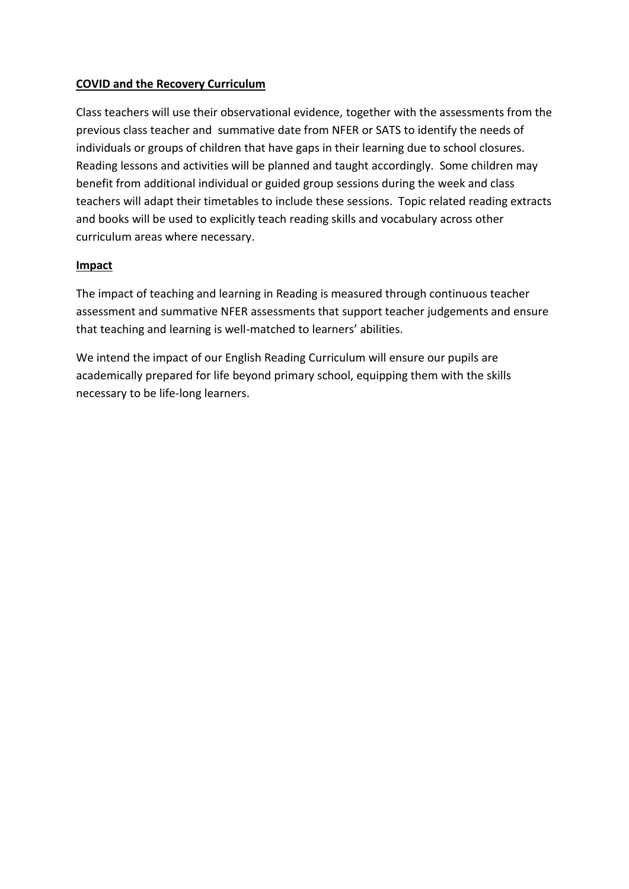**COVID and the Recovery Curriculum**

Class teachers will use their observational evidence, together with the assessments from the previous class teacher and summative date from NFER or SATS to identify the needs of individuals or groups of children that have gaps in their learning due to school closures. Reading lessons and activities will be planned and taught accordingly. Some children may benefit from additional individual or guided group sessions during the week and class teachers will adapt their timetables to include these sessions. Topic related reading extracts and books will be used to explicitly teach reading skills and vocabulary across other curriculum areas where necessary.

**Impact**

The impact of teaching and learning in Reading is measured through continuous teacher assessment and summative NFER assessments that support teacher judgements and ensure that teaching and learning is well-matched to learners' abilities.

We intend the impact of our English Reading Curriculum will ensure our pupils are academically prepared for life beyond primary school, equipping them with the skills necessary to be life-long learners.